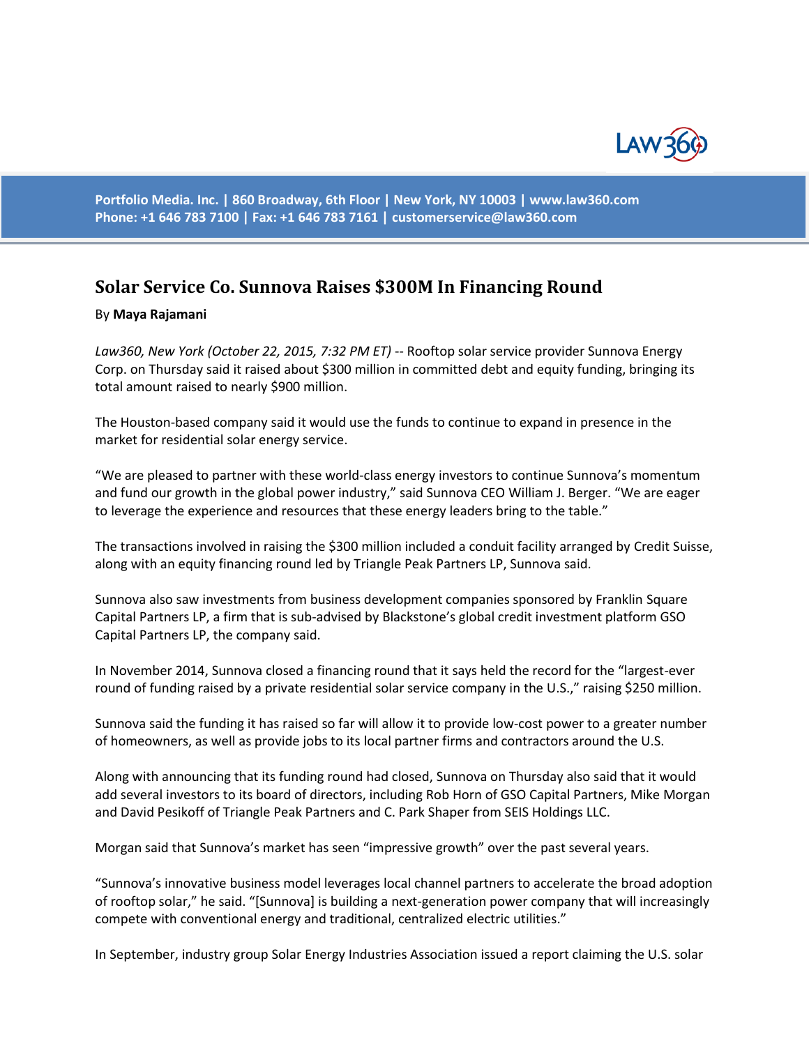# Solar Service Co. Sunnova Raises $300M In Financing Round

By **Maya Rajamani**

*Law360, New York (October 22, 2015, 7:32 PM ET)* -- Rooftop solar service provider Sunnova Energy Corp. on Thursday said it raised about $300 million in committed debt and equity funding, bringing its total amount raised to nearly $900 million.

The Houston-based company said it would use the funds to continue to expand in presence in the market for residential solar energy service.

"We are pleased to partner with these world-class energy investors to continue Sunnova's momentum and fund our growth in the global power industry," said Sunnova CEO William J. Berger. "We are eager to leverage the experience and resources that these energy leaders bring to the table."

The transactions involved in raising the $300 million included a conduit facility arranged by Credit Suisse, along with an equity financing round led by Triangle Peak Partners LP, Sunnova said.

Sunnova also saw investments from business development companies sponsored by Franklin Square Capital Partners LP, a firm that is sub-advised by Blackstone's global credit investment platform GSO Capital Partners LP, the company said.

In November 2014, Sunnova closed a financing round that it says held the record for the "largest-ever round of funding raised by a private residential solar service company in the U.S.," raising $250 million.

Sunnova said the funding it has raised so far will allow it to provide low-cost power to a greater number of homeowners, as well as provide jobs to its local partner firms and contractors around the U.S.

Along with announcing that its funding round had closed, Sunnova on Thursday also said that it would add several investors to its board of directors, including Rob Horn of GSO Capital Partners, Mike Morgan and David Pesikoff of Triangle Peak Partners and C. Park Shaper from SEIS Holdings LLC.

Morgan said that Sunnova's market has seen "impressive growth" over the past several years.

"Sunnova's innovative business model leverages local channel partners to accelerate the broad adoption of rooftop solar," he said. "[Sunnova] is building a next-generation power company that will increasingly compete with conventional energy and traditional, centralized electric utilities."

In September, industry group Solar Energy Industries Association issued a report claiming the U.S. solar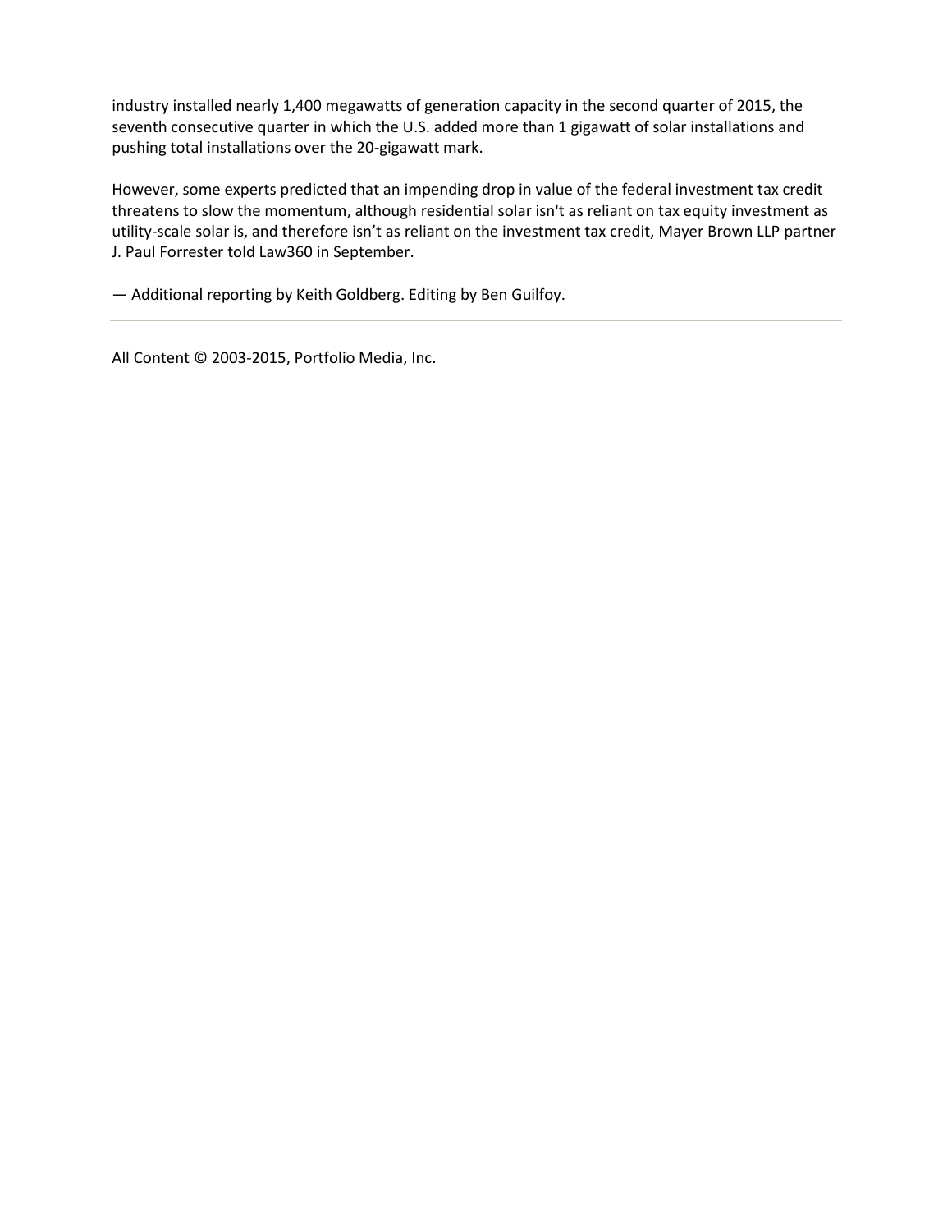industry installed nearly 1,400 megawatts of generation capacity in the second quarter of 2015, the seventh consecutive quarter in which the U.S. added more than 1 gigawatt of solar installations and pushing total installations over the 20-gigawatt mark.

However, some experts predicted that an impending drop in value of the federal investment tax credit threatens to slow the momentum, although residential solar isn't as reliant on tax equity investment as utility-scale solar is, and therefore isn't as reliant on the investment tax credit, Mayer Brown LLP partner J. Paul Forrester told Law360 in September.

— Additional reporting by Keith Goldberg. Editing by Ben Guilfoy.

---

All Content © 2003-2015, Portfolio Media, Inc.